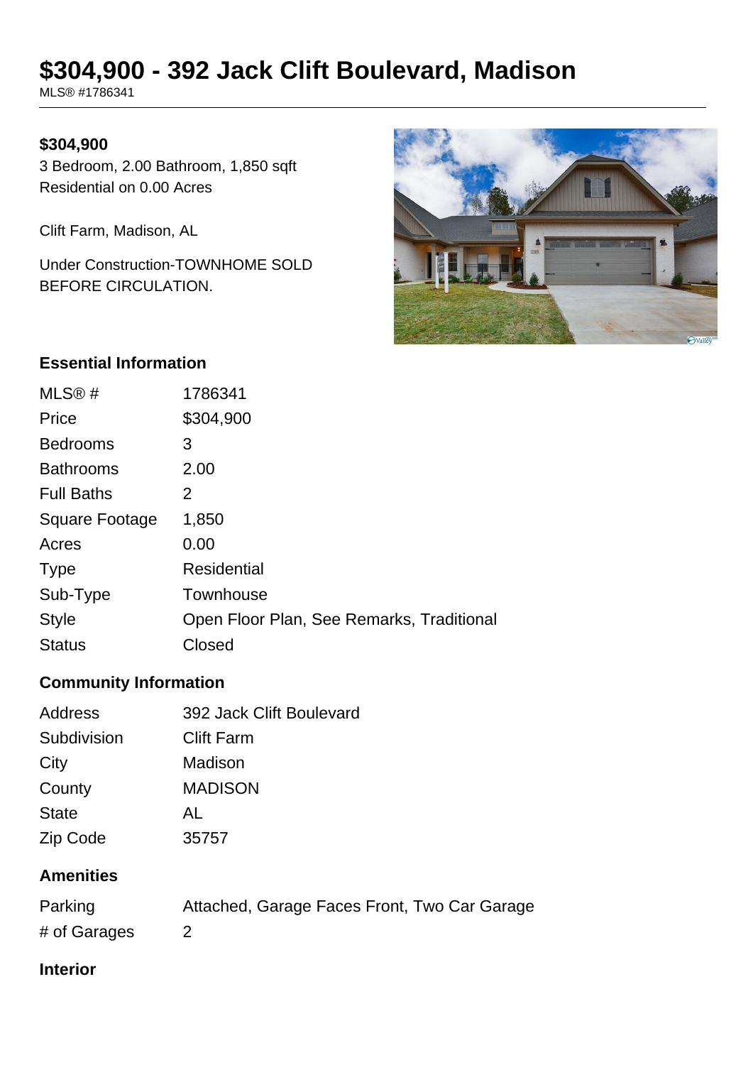# $304,900 - 392 Jack Clift Boulevard, Madison

MLS® #1786341

**$304,900**

3 Bedroom, 2.00 Bathroom, 1,850 sqft
Residential on 0.00 Acres

Clift Farm, Madison, AL

Under Construction-TOWNHOME SOLD BEFORE CIRCULATION.

## Essential Information

| | |
|---|---|
| MLS® # | 1786341 |
| Price | $304,900 |
| Bedrooms | 3 |
| Bathrooms | 2.00 |
| Full Baths | 2 |
| Square Footage | 1,850 |
| Acres | 0.00 |
| Type | Residential |
| Sub-Type | Townhouse |
| Style | Open Floor Plan, See Remarks, Traditional |
| Status | Closed |

## Community Information

| | |
|---|---|
| Address | 392 Jack Clift Boulevard |
| Subdivision | Clift Farm |
| City | Madison |
| County | MADISON |
| State | AL |
| Zip Code | 35757 |

## Amenities

| | |
|---|---|
| Parking | Attached, Garage Faces Front, Two Car Garage |
| # of Garages | 2 |

## Interior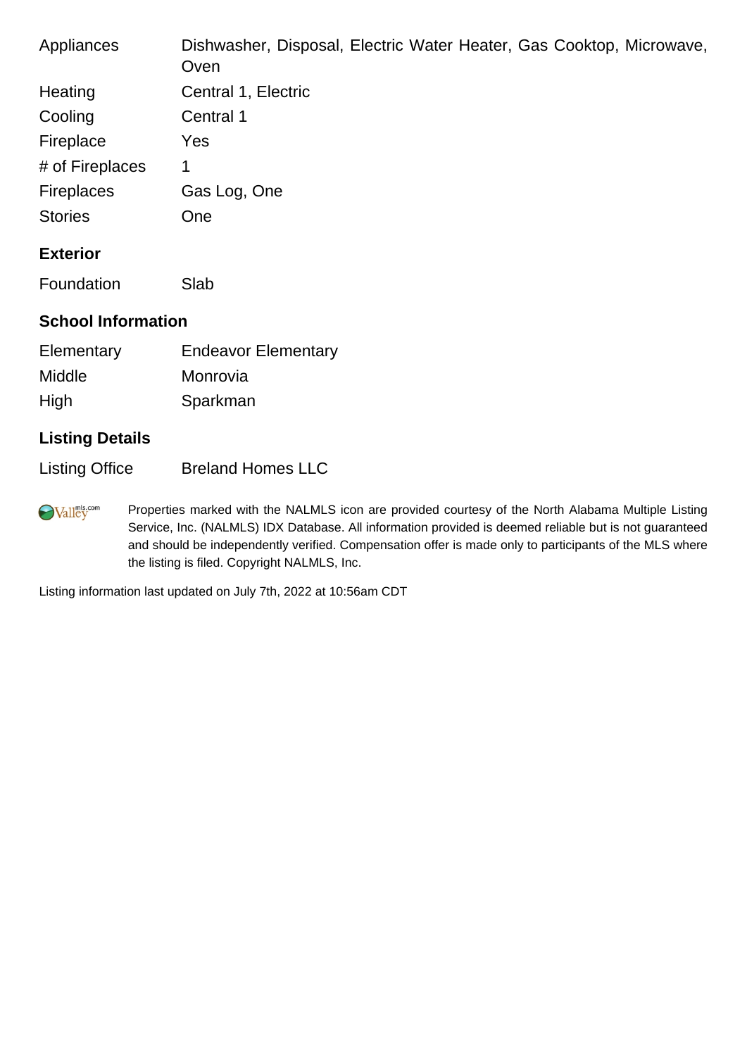| | |
|---|---|
| Appliances | Dishwasher, Disposal, Electric Water Heater, Gas Cooktop, Microwave, Oven |
| Heating | Central 1, Electric |
| Cooling | Central 1 |
| Fireplace | Yes |
| # of Fireplaces | 1 |
| Fireplaces | Gas Log, One |
| Stories | One |

### Exterior

| | |
|---|---|
| Foundation | Slab |

### School Information

| | |
|---|---|
| Elementary | Endeavor Elementary |
| Middle | Monrovia |
| High | Sparkman |

### Listing Details

| | |
|---|---|
| Listing Office | Breland Homes LLC |

Valleymls.com

Properties marked with the NALMLS icon are provided courtesy of the North Alabama Multiple Listing Service, Inc. (NALMLS) IDX Database. All information provided is deemed reliable but is not guaranteed and should be independently verified. Compensation offer is made only to participants of the MLS where the listing is filed. Copyright NALMLS, Inc.

Listing information last updated on July 7th, 2022 at 10:56am CDT